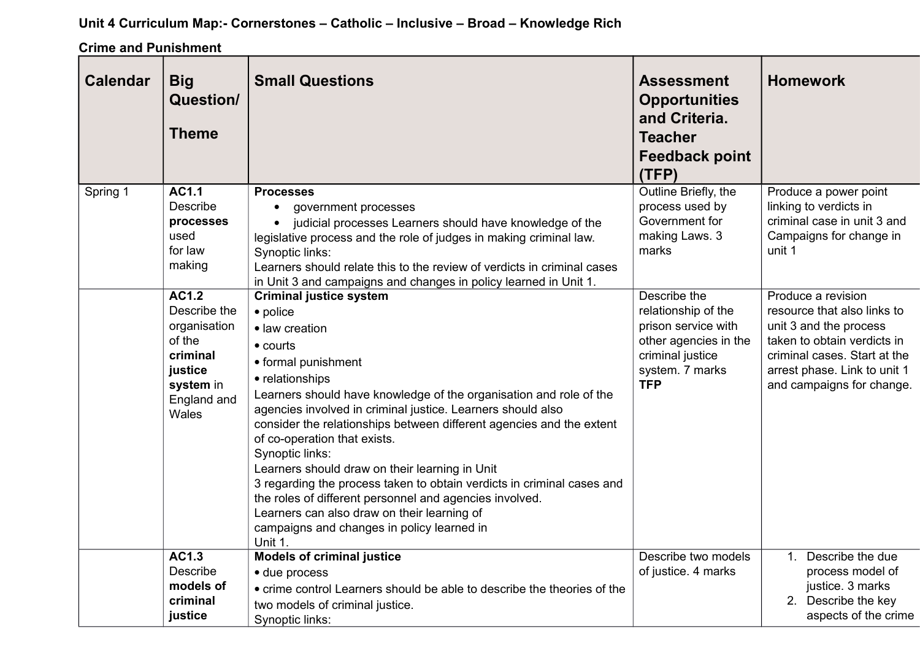**Unit 4 Curriculum Map:- Cornerstones – Catholic – Inclusive – Broad – Knowledge Rich**

**Crime and Punishment**

| Calendar | Big Question/ Theme | Small Questions | Assessment Opportunities and Criteria. Teacher Feedback point (TFP) | Homework |
|---|---|---|---|---|
| Spring 1 | **AC1.1** Describe **processes** used for law making | **Processes**<br>• government processes<br>• judicial processes Learners should have knowledge of the legislative process and the role of judges in making criminal law.<br>Synoptic links:<br>Learners should relate this to the review of verdicts in criminal cases in Unit 3 and campaigns and changes in policy learned in Unit 1. | Outline Briefly, the process used by Government for making Laws. 3 marks | Produce a power point linking to verdicts in criminal case in unit 3 and Campaigns for change in unit 1 |
| | **AC1.2** Describe the organisation of the **criminal justice system** in England and Wales | **Criminal justice system**<br>• police<br>• law creation<br>• courts<br>• formal punishment<br>• relationships<br>Learners should have knowledge of the organisation and role of the agencies involved in criminal justice. Learners should also consider the relationships between different agencies and the extent of co-operation that exists.<br>Synoptic links:<br>Learners should draw on their learning in Unit 3 regarding the process taken to obtain verdicts in criminal cases and the roles of different personnel and agencies involved.<br>Learners can also draw on their learning of campaigns and changes in policy learned in Unit 1. | Describe the relationship of the prison service with other agencies in the criminal justice system. 7 marks **TFP** | Produce a revision resource that also links to unit 3 and the process taken to obtain verdicts in criminal cases. Start at the arrest phase. Link to unit 1 and campaigns for change. |
| | **AC1.3** Describe **models of criminal justice** | **Models of criminal justice**<br>• due process<br>• crime control Learners should be able to describe the theories of the two models of criminal justice.<br>Synoptic links: | Describe two models of justice. 4 marks | 1. Describe the due process model of justice. 3 marks<br>2. Describe the key aspects of the crime |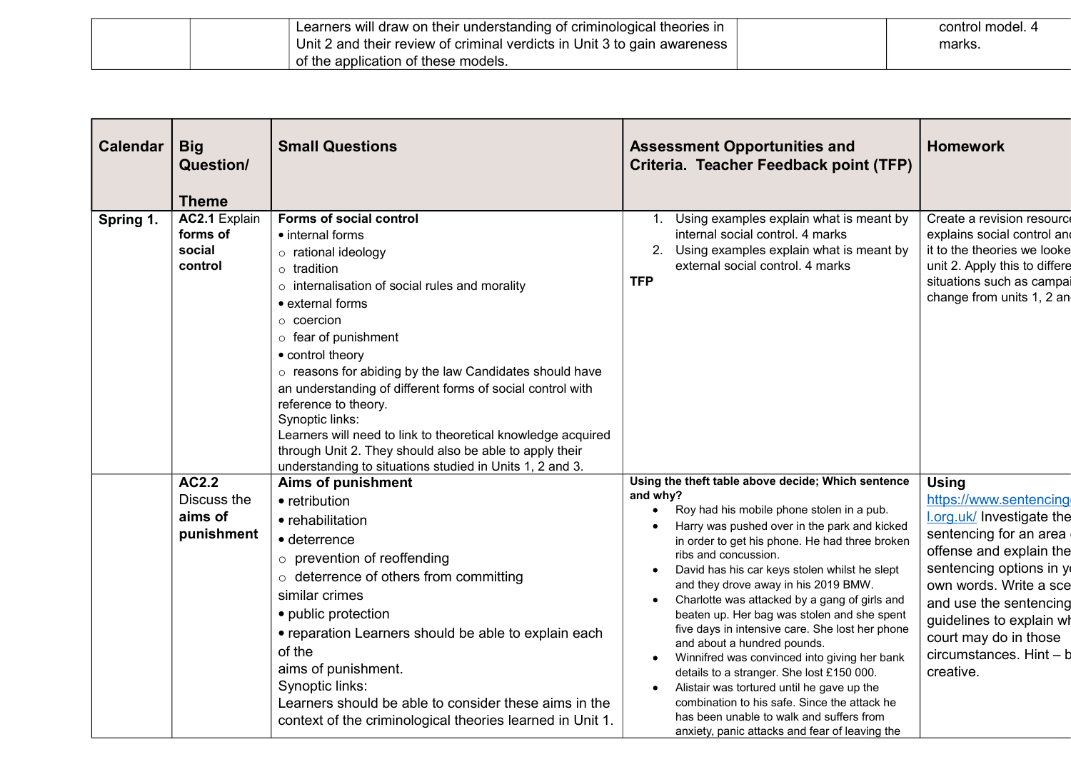| | | Learners will draw on their understanding of criminological theories in Unit 2 and their review of criminal verdicts in Unit 3 to gain awareness of the application of these models. | | control model. 4 marks. |
|---|---|---|---|---|

| Calendar | Big Question/ Theme | Small Questions | Assessment Opportunities and Criteria. Teacher Feedback point (TFP) | Homework |
|---|---|---|---|---|
| **Spring 1.** | **AC2.1** Explain **forms of social control** | **Forms of social control**<br>• internal forms<br>○ rational ideology<br>○ tradition<br>○ internalisation of social rules and morality<br>• external forms<br>○ coercion<br>○ fear of punishment<br>• control theory<br>○ reasons for abiding by the law Candidates should have an understanding of different forms of social control with reference to theory.<br>Synoptic links:<br>Learners will need to link to theoretical knowledge acquired through Unit 2. They should also be able to apply their understanding to situations studied in Units 1, 2 and 3. | 1. Using examples explain what is meant by internal social control. 4 marks<br>2. Using examples explain what is meant by external social control. 4 marks<br>**TFP** | Create a revision resource explains social control and it to the theories we looke unit 2. Apply this to differe situations such as campai change from units 1, 2 an |
| | **AC2.2** Discuss the **aims of punishment** | **Aims of punishment**<br>• retribution<br>• rehabilitation<br>• deterrence<br>○ prevention of reoffending<br>○ deterrence of others from committing similar crimes<br>• public protection<br>• reparation Learners should be able to explain each of the aims of punishment.<br>Synoptic links:<br>Learners should be able to consider these aims in the context of the criminological theories learned in Unit 1. | **Using the theft table above decide; Which sentence and why?**<br>• Roy had his mobile phone stolen in a pub.<br>• Harry was pushed over in the park and kicked in order to get his phone. He had three broken ribs and concussion.<br>• David has his car keys stolen whilst he slept and they drove away in his 2019 BMW.<br>• Charlotte was attacked by a gang of girls and beaten up. Her bag was stolen and she spent five days in intensive care. She lost her phone and about a hundred pounds.<br>• Winnifred was convinced into giving her bank details to a stranger. She lost £150 000.<br>• Alistair was tortured until he gave up the combination to his safe. Since the attack he has been unable to walk and suffers from anxiety, panic attacks and fear of leaving the | **Using** https://www.sentencing l.org.uk/ Investigate the sentencing for an area offense and explain the sentencing options in y own words. Write a sce and use the sentencing guidelines to explain wh court may do in those circumstances. Hint – b creative. |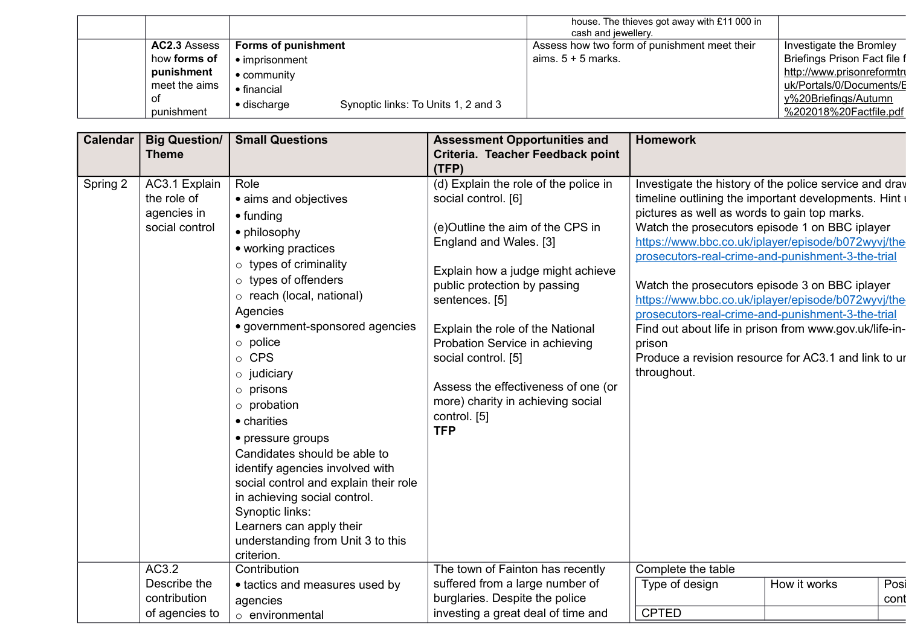| | | | | |
|---|---|---|---|---|
| | | | house. The thieves got away with £11 000 in cash and jewellery. | |
| | **AC2.3** Assess how **forms of punishment** meet the aims of punishment | **Forms of punishment**<br>• imprisonment<br>• community<br>• financial<br>• discharge Synoptic links: To Units 1, 2 and 3 | Assess how two form of punishment meet their aims. 5 + 5 marks. | Investigate the Bromley Briefings Prison Fact file f http://www.prisonreformtru uk/Portals/0/Documents/B y%20Briefings/Autumn %202018%20Factfile.pdf |

| Calendar | Big Question/ Theme | Small Questions | Assessment Opportunities and Criteria. Teacher Feedback point (TFP) | Homework |
|---|---|---|---|---|
| Spring 2 | AC3.1 Explain the role of agencies in social control | Role<br>• aims and objectives<br>• funding<br>• philosophy<br>• working practices<br>○ types of criminality<br>○ types of offenders<br>○ reach (local, national)<br>Agencies<br>• government-sponsored agencies<br>○ police<br>○ CPS<br>○ judiciary<br>○ prisons<br>○ probation<br>• charities<br>• pressure groups<br>Candidates should be able to identify agencies involved with social control and explain their role in achieving social control.<br>Synoptic links:<br>Learners can apply their understanding from Unit 3 to this criterion. | (d) Explain the role of the police in social control. [6]<br><br>(e)Outline the aim of the CPS in England and Wales. [3]<br><br>Explain how a judge might achieve public protection by passing sentences. [5]<br><br>Explain the role of the National Probation Service in achieving social control. [5]<br><br>Assess the effectiveness of one (or more) charity in achieving social control. [5]<br>**TFP** | Investigate the history of the police service and draw timeline outlining the important developments. Hint u pictures as well as words to gain top marks.<br>Watch the prosecutors episode 1 on BBC iplayer https://www.bbc.co.uk/iplayer/episode/b072wyvj/the prosecutors-real-crime-and-punishment-3-the-trial<br><br>Watch the prosecutors episode 3 on BBC iplayer https://www.bbc.co.uk/iplayer/episode/b072wyvj/the prosecutors-real-crime-and-punishment-3-the-trial<br>Find out about life in prison from www.gov.uk/life-in-prison<br>Produce a revision resource for AC3.1 and link to ur throughout. |
| | AC3.2 Describe the contribution of agencies to | Contribution<br>• tactics and measures used by agencies<br>○ environmental | The town of Fainton has recently suffered from a large number of burglaries. Despite the police investing a great deal of time and | Complete the table<br><br>Type of design \| How it works \| Posi cont<br>CPTED \| \| |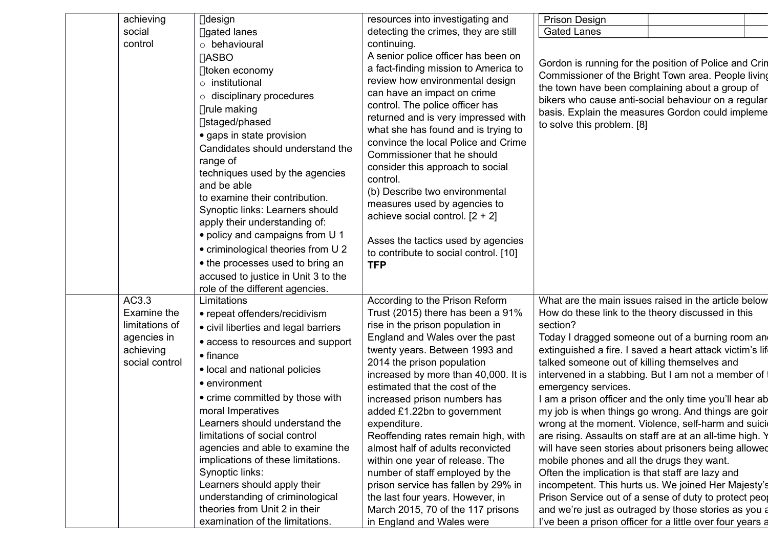| | | | | |
|---|---|---|---|---|
| | achieving social control | design<br>gated lanes<br>○ behavioural<br>ASBO<br>token economy<br>○ institutional<br>○ disciplinary procedures<br>rule making<br>staged/phased<br>• gaps in state provision<br>Candidates should understand the range of techniques used by the agencies and be able to examine their contribution.<br>Synoptic links: Learners should apply their understanding of:<br>• policy and campaigns from U 1<br>• criminological theories from U 2<br>• the processes used to bring an accused to justice in Unit 3 to the role of the different agencies. | resources into investigating and detecting the crimes, they are still continuing.<br>A senior police officer has been on a fact-finding mission to America to review how environmental design can have an impact on crime control. The police officer has returned and is very impressed with what she has found and is trying to convince the local Police and Crime Commissioner that he should consider this approach to social control.<br>(b) Describe two environmental measures used by agencies to achieve social control. [2 + 2]<br><br>Asses the tactics used by agencies to contribute to social control. [10]<br>**TFP** | Prison Design<br>Gated Lanes<br><br>Gordon is running for the position of Police and Crim Commissioner of the Bright Town area. People living the town have been complaining about a group of bikers who cause anti-social behaviour on a regular basis. Explain the measures Gordon could impleme to solve this problem. [8] |
| | AC3.3 Examine the limitations of agencies in achieving social control | Limitations<br>• repeat offenders/recidivism<br>• civil liberties and legal barriers<br>• access to resources and support<br>• finance<br>• local and national policies<br>• environment<br>• crime committed by those with moral Imperatives<br>Learners should understand the limitations of social control agencies and able to examine the implications of these limitations.<br>Synoptic links:<br>Learners should apply their understanding of criminological theories from Unit 2 in their examination of the limitations. | According to the Prison Reform Trust (2015) there has been a 91% rise in the prison population in England and Wales over the past twenty years. Between 1993 and 2014 the prison population increased by more than 40,000. It is estimated that the cost of the increased prison numbers has added £1.22bn to government expenditure.<br>Reoffending rates remain high, with almost half of adults reconvicted within one year of release. The number of staff employed by the prison service has fallen by 29% in the last four years. However, in March 2015, 70 of the 117 prisons in England and Wales were | What are the main issues raised in the article below How do these link to the theory discussed in this section?<br>Today I dragged someone out of a burning room an extinguished a fire. I saved a heart attack victim's lif talked someone out of killing themselves and intervened in a stabbing. But I am not a member of emergency services.<br>I am a prison officer and the only time you'll hear ab my job is when things go wrong. And things are goin wrong at the moment. Violence, self-harm and suici are rising. Assaults on staff are at an all-time high. Y will have seen stories about prisoners being allowed mobile phones and all the drugs they want.<br>Often the implication is that staff are lazy and incompetent. This hurts us. We joined Her Majesty's Prison Service out of a sense of duty to protect peo and we're just as outraged by those stories as you a I've been a prison officer for a little over four years a |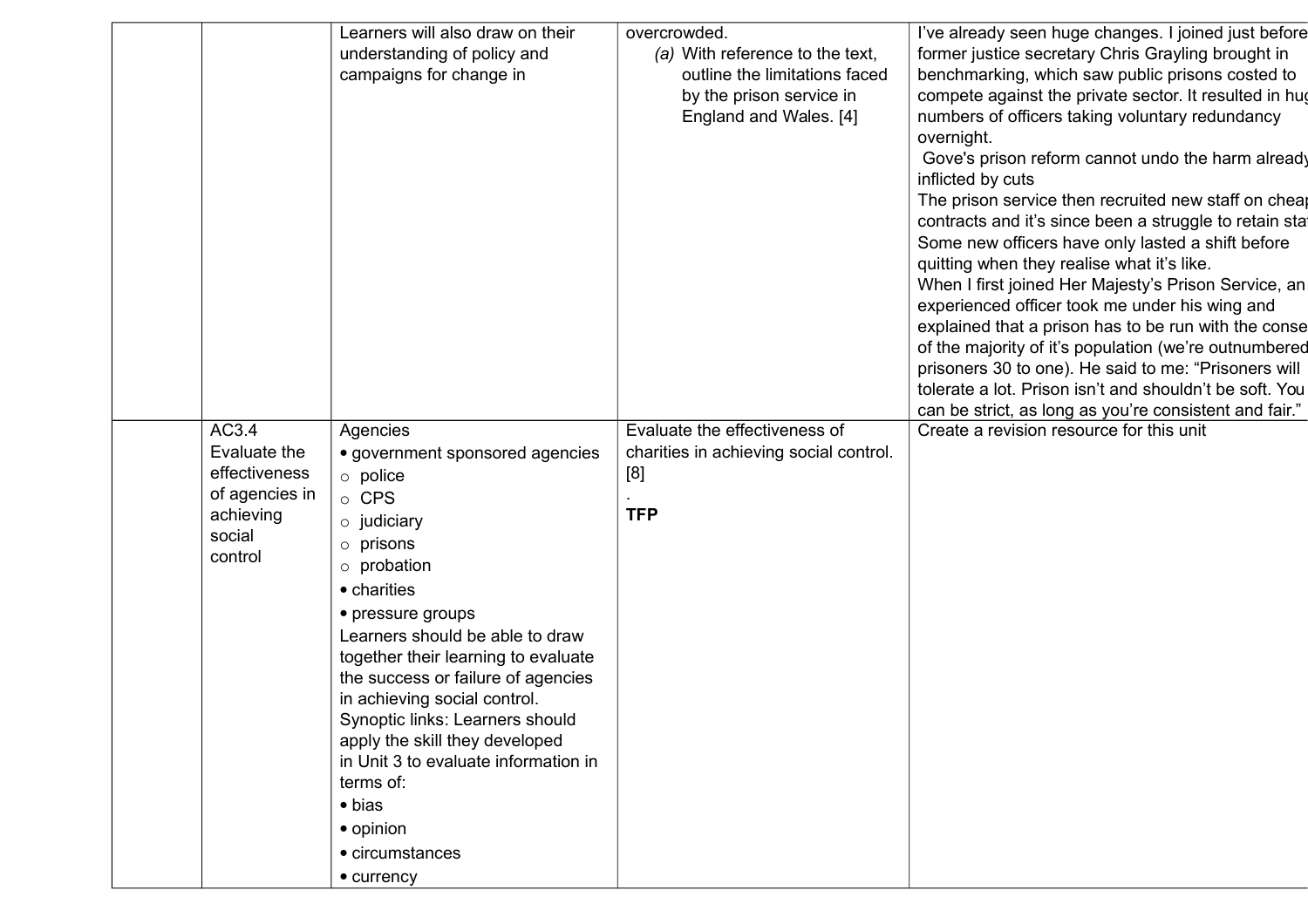|  |  | Learners will also draw on their understanding of policy and campaigns for change in | overcrowded.<br>(a) With reference to the text, outline the limitations faced by the prison service in England and Wales. [4] | I've already seen huge changes. I joined just before former justice secretary Chris Grayling brought in benchmarking, which saw public prisons costed to compete against the private sector. It resulted in hug numbers of officers taking voluntary redundancy overnight.<br>Gove's prison reform cannot undo the harm already inflicted by cuts<br>The prison service then recruited new staff on cheap contracts and it's since been a struggle to retain sta Some new officers have only lasted a shift before quitting when they realise what it's like.<br>When I first joined Her Majesty's Prison Service, an experienced officer took me under his wing and explained that a prison has to be run with the conse of the majority of it's population (we're outnumbered prisoners 30 to one). He said to me: "Prisoners will tolerate a lot. Prison isn't and shouldn't be soft. You can be strict, as long as you're consistent and fair." |
|---|---|---|---|---|
|  | AC3.4 Evaluate the effectiveness of agencies in achieving social control | Agencies<br>• government sponsored agencies<br>○ police<br>○ CPS<br>○ judiciary<br>○ prisons<br>○ probation<br>• charities<br>• pressure groups<br>Learners should be able to draw together their learning to evaluate the success or failure of agencies in achieving social control.<br>Synoptic links: Learners should apply the skill they developed in Unit 3 to evaluate information in terms of:<br>• bias<br>• opinion<br>• circumstances<br>• currency | Evaluate the effectiveness of charities in achieving social control. [8]<br>.<br>**TFP** | Create a revision resource for this unit |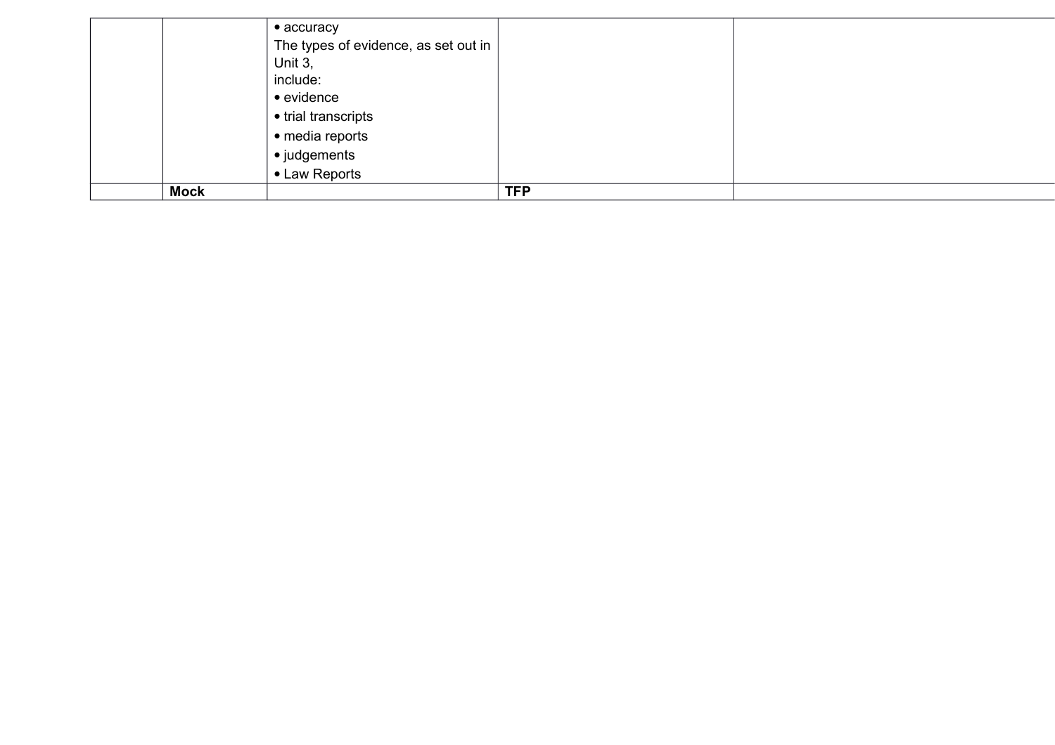| | | | | |
|---|---|---|---|---|
| | | • accuracy<br>The types of evidence, as set out in Unit 3,<br>include:<br>• evidence<br>• trial transcripts<br>• media reports<br>• judgements<br>• Law Reports | | |
| | **Mock** | | **TFP** | |